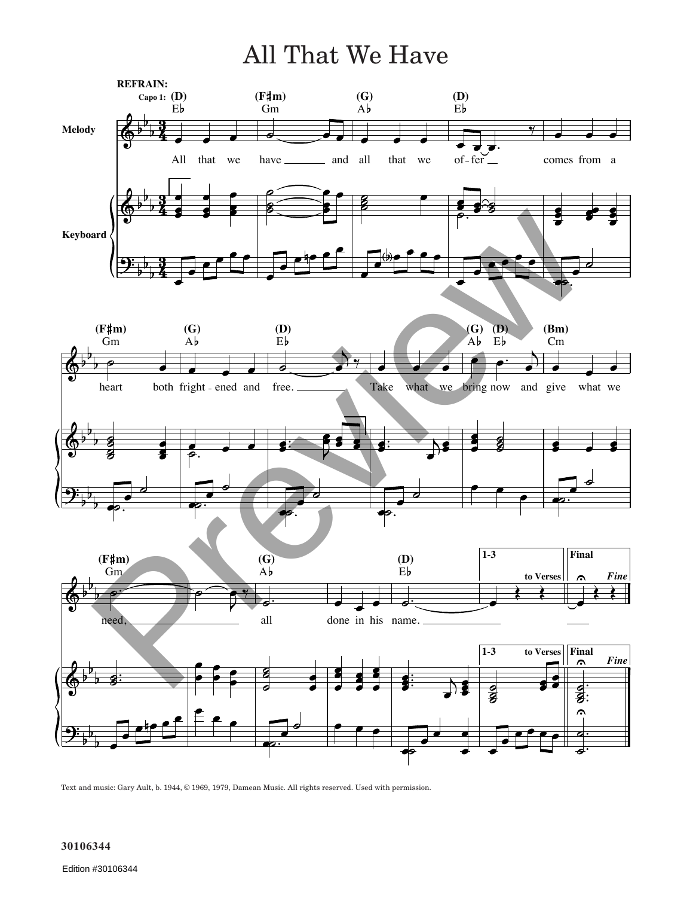# All That We Have

**REFRAIN:**

Capo 1: (D) E♭ (F♯m) Gm (G) A♭ (D) E♭

All that we have and all that we offer comes from a heart both frightened and free. Take what we bring now and give what we need, all done in his name.

Text and music: Gary Ault, b. 1944, © 1969, 1979, Damean Music. All rights reserved. Used with permission.

30106344

Edition #30106344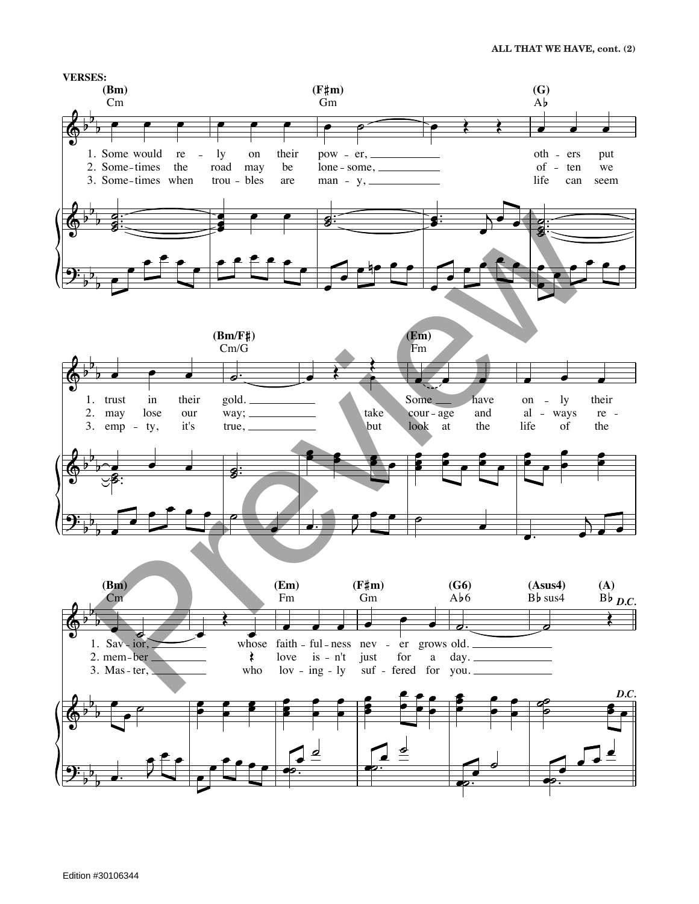VERSES:

(Bm) Cm — (F♯m) Gm — (G) A♭

1. Some would re - ly on their pow - er, oth - ers put
2. Some - times the road may be lone - some, of - ten we
3. Some - times when trou - bles are man - y, life can seem

(Bm/F♯) Cm/G — (Em) Fm

1. trust in their gold. Some have on - ly their
2. may lose our way; take cour - age and al - ways re -
3. emp - ty, it's true, but look at the life of the

(Bm) Cm — (Em) Fm — (F♯m) Gm — (G6) A♭6 — (Asus4) B♭sus4 — (A) B♭ *D.C.*

1. Sav - ior, whose faith - ful - ness nev - er grows old.
2. mem - ber love is - n't just for a day.
3. Mas - ter, who lov - ing - ly suf - fered for you.

Edition #30106344